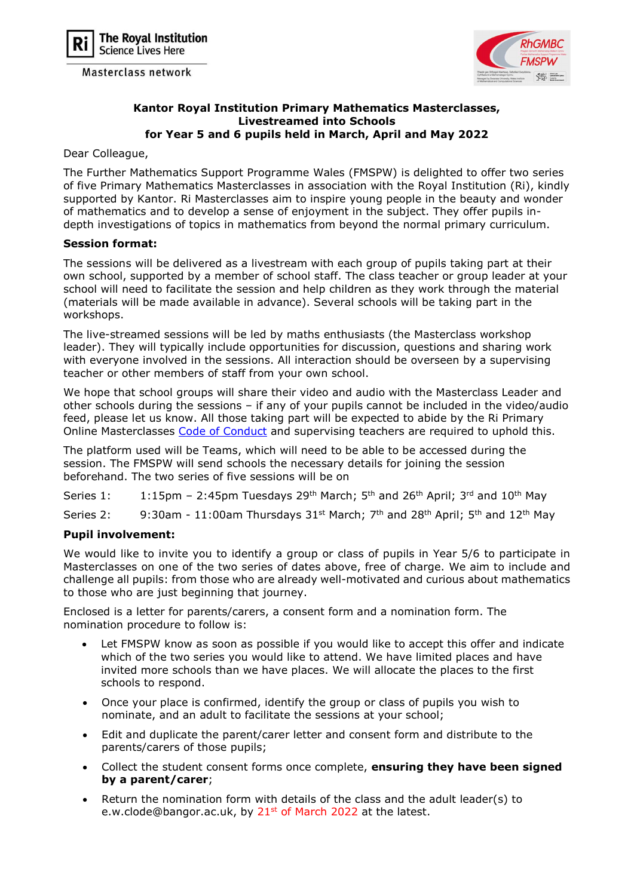The Royal Institution
Science Lives Here

Masterclass network

## Kantor Royal Institution Primary Mathematics Masterclasses, Livestreamed into Schools for Year 5 and 6 pupils held in March, April and May 2022

Dear Colleague,

The Further Mathematics Support Programme Wales (FMSPW) is delighted to offer two series of five Primary Mathematics Masterclasses in association with the Royal Institution (Ri), kindly supported by Kantor. Ri Masterclasses aim to inspire young people in the beauty and wonder of mathematics and to develop a sense of enjoyment in the subject. They offer pupils in-depth investigations of topics in mathematics from beyond the normal primary curriculum.

**Session format:**

The sessions will be delivered as a livestream with each group of pupils taking part at their own school, supported by a member of school staff. The class teacher or group leader at your school will need to facilitate the session and help children as they work through the material (materials will be made available in advance). Several schools will be taking part in the workshops.

The live-streamed sessions will be led by maths enthusiasts (the Masterclass workshop leader). They will typically include opportunities for discussion, questions and sharing work with everyone involved in the sessions. All interaction should be overseen by a supervising teacher or other members of staff from your own school.

We hope that school groups will share their video and audio with the Masterclass Leader and other schools during the sessions – if any of your pupils cannot be included in the video/audio feed, please let us know. All those taking part will be expected to abide by the Ri Primary Online Masterclasses Code of Conduct and supervising teachers are required to uphold this.

The platform used will be Teams, which will need to be able to be accessed during the session. The FMSPW will send schools the necessary details for joining the session beforehand. The two series of five sessions will be on

Series 1: 1:15pm – 2:45pm Tuesdays 29th March; 5th and 26th April; 3rd and 10th May

Series 2: 9:30am - 11:00am Thursdays 31st March; 7th and 28th April; 5th and 12th May

**Pupil involvement:**

We would like to invite you to identify a group or class of pupils in Year 5/6 to participate in Masterclasses on one of the two series of dates above, free of charge. We aim to include and challenge all pupils: from those who are already well-motivated and curious about mathematics to those who are just beginning that journey.

Enclosed is a letter for parents/carers, a consent form and a nomination form. The nomination procedure to follow is:

- Let FMSPW know as soon as possible if you would like to accept this offer and indicate which of the two series you would like to attend. We have limited places and have invited more schools than we have places. We will allocate the places to the first schools to respond.
- Once your place is confirmed, identify the group or class of pupils you wish to nominate, and an adult to facilitate the sessions at your school;
- Edit and duplicate the parent/carer letter and consent form and distribute to the parents/carers of those pupils;
- Collect the student consent forms once complete, **ensuring they have been signed by a parent/carer**;
- Return the nomination form with details of the class and the adult leader(s) to e.w.clode@bangor.ac.uk, by 21st of March 2022 at the latest.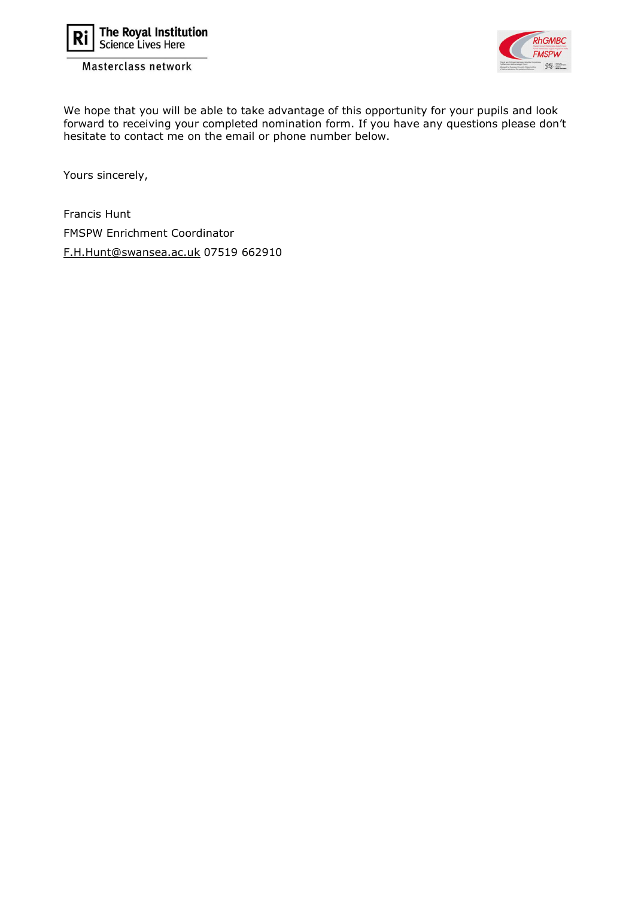We hope that you will be able to take advantage of this opportunity for your pupils and look forward to receiving your completed nomination form. If you have any questions please don't hesitate to contact me on the email or phone number below.

Yours sincerely,

Francis Hunt

FMSPW Enrichment Coordinator

F.H.Hunt@swansea.ac.uk 07519 662910